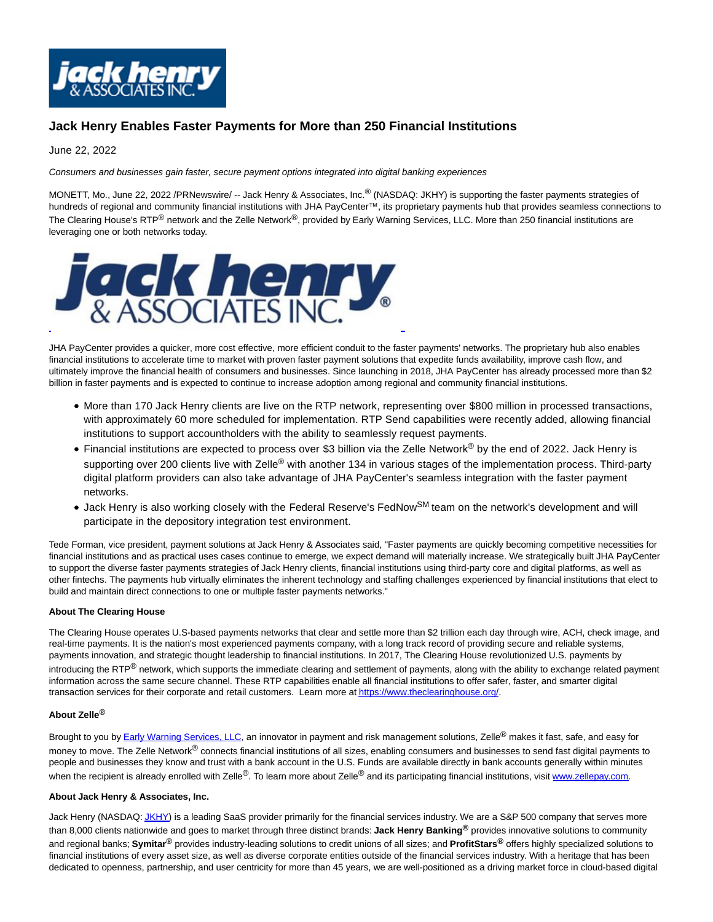# Jack Henry Enables Faster Payments for More than 250 Financial Institutions

June 22, 2022

*Consumers and businesses gain faster, secure payment options integrated into digital banking experiences*

MONETT, Mo., June 22, 2022 /PRNewswire/ -- Jack Henry & Associates, Inc.® (NASDAQ: JKHY) is supporting the faster payments strategies of hundreds of regional and community financial institutions with JHA PayCenter™, its proprietary payments hub that provides seamless connections to The Clearing House's RTP® network and the Zelle Network®, provided by Early Warning Services, LLC. More than 250 financial institutions are leveraging one or both networks today.

JHA PayCenter provides a quicker, more cost effective, more efficient conduit to the faster payments' networks. The proprietary hub also enables financial institutions to accelerate time to market with proven faster payment solutions that expedite funds availability, improve cash flow, and ultimately improve the financial health of consumers and businesses. Since launching in 2018, JHA PayCenter has already processed more than $2 billion in faster payments and is expected to continue to increase adoption among regional and community financial institutions.

- More than 170 Jack Henry clients are live on the RTP network, representing over $800 million in processed transactions, with approximately 60 more scheduled for implementation. RTP Send capabilities were recently added, allowing financial institutions to support accountholders with the ability to seamlessly request payments.
- Financial institutions are expected to process over $3 billion via the Zelle Network® by the end of 2022. Jack Henry is supporting over 200 clients live with Zelle® with another 134 in various stages of the implementation process. Third-party digital platform providers can also take advantage of JHA PayCenter's seamless integration with the faster payment networks.
- Jack Henry is also working closely with the Federal Reserve's FedNow℠ team on the network's development and will participate in the depository integration test environment.

Tede Forman, vice president, payment solutions at Jack Henry & Associates said, "Faster payments are quickly becoming competitive necessities for financial institutions and as practical uses cases continue to emerge, we expect demand will materially increase. We strategically built JHA PayCenter to support the diverse faster payments strategies of Jack Henry clients, financial institutions using third-party core and digital platforms, as well as other fintechs. The payments hub virtually eliminates the inherent technology and staffing challenges experienced by financial institutions that elect to build and maintain direct connections to one or multiple faster payments networks."

**About The Clearing House**

The Clearing House operates U.S-based payments networks that clear and settle more than $2 trillion each day through wire, ACH, check image, and real-time payments. It is the nation's most experienced payments company, with a long track record of providing secure and reliable systems, payments innovation, and strategic thought leadership to financial institutions. In 2017, The Clearing House revolutionized U.S. payments by introducing the RTP® network, which supports the immediate clearing and settlement of payments, along with the ability to exchange related payment information across the same secure channel. These RTP capabilities enable all financial institutions to offer safer, faster, and smarter digital transaction services for their corporate and retail customers. Learn more at https://www.theclearinghouse.org/.

**About Zelle®**

Brought to you by Early Warning Services, LLC, an innovator in payment and risk management solutions, Zelle® makes it fast, safe, and easy for money to move. The Zelle Network® connects financial institutions of all sizes, enabling consumers and businesses to send fast digital payments to people and businesses they know and trust with a bank account in the U.S. Funds are available directly in bank accounts generally within minutes when the recipient is already enrolled with Zelle®. To learn more about Zelle® and its participating financial institutions, visit www.zellepay.com.

**About Jack Henry & Associates, Inc.**

Jack Henry (NASDAQ: JKHY) is a leading SaaS provider primarily for the financial services industry. We are a S&P 500 company that serves more than 8,000 clients nationwide and goes to market through three distinct brands: **Jack Henry Banking®** provides innovative solutions to community and regional banks; **Symitar®** provides industry-leading solutions to credit unions of all sizes; and **ProfitStars®** offers highly specialized solutions to financial institutions of every asset size, as well as diverse corporate entities outside of the financial services industry. With a heritage that has been dedicated to openness, partnership, and user centricity for more than 45 years, we are well-positioned as a driving market force in cloud-based digital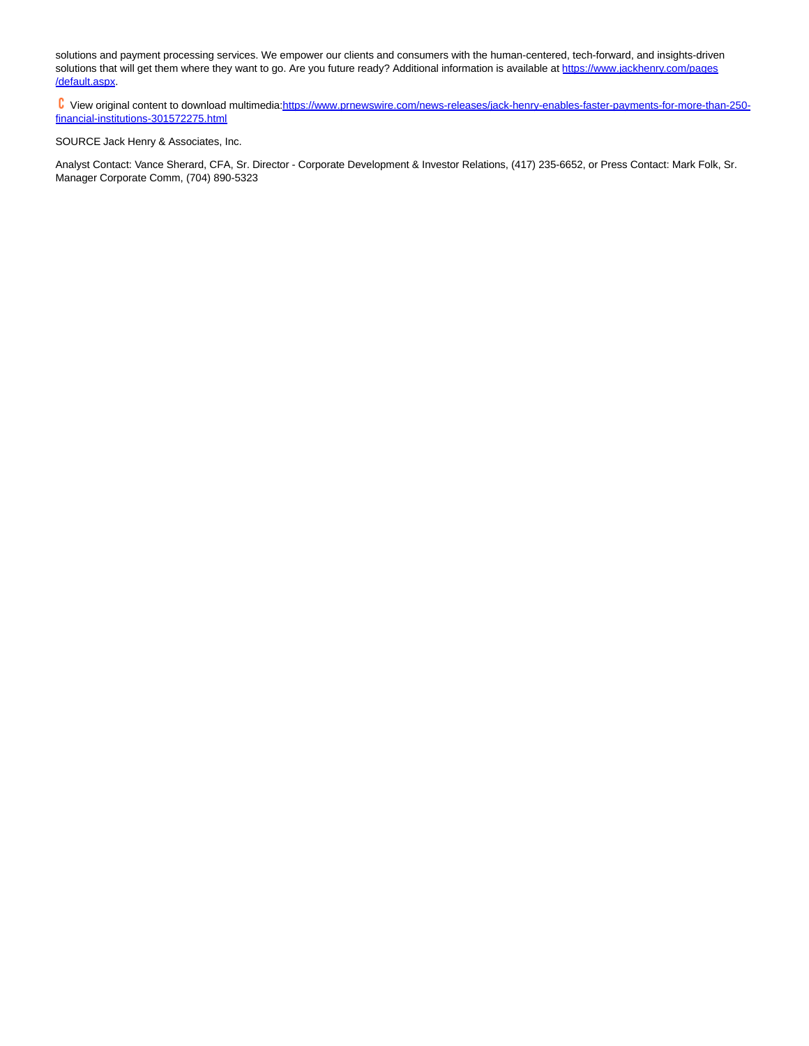solutions and payment processing services. We empower our clients and consumers with the human-centered, tech-forward, and insights-driven solutions that will get them where they want to go. Are you future ready? Additional information is available at [https://www.jackhenry.com/pages/default.aspx](https://www.jackhenry.com/pages/default.aspx).

View original content to download multimedia:[https://www.prnewswire.com/news-releases/jack-henry-enables-faster-payments-for-more-than-250-financial-institutions-301572275.html](https://www.prnewswire.com/news-releases/jack-henry-enables-faster-payments-for-more-than-250-financial-institutions-301572275.html)

SOURCE Jack Henry & Associates, Inc.

Analyst Contact: Vance Sherard, CFA, Sr. Director - Corporate Development & Investor Relations, (417) 235-6652, or Press Contact: Mark Folk, Sr. Manager Corporate Comm, (704) 890-5323